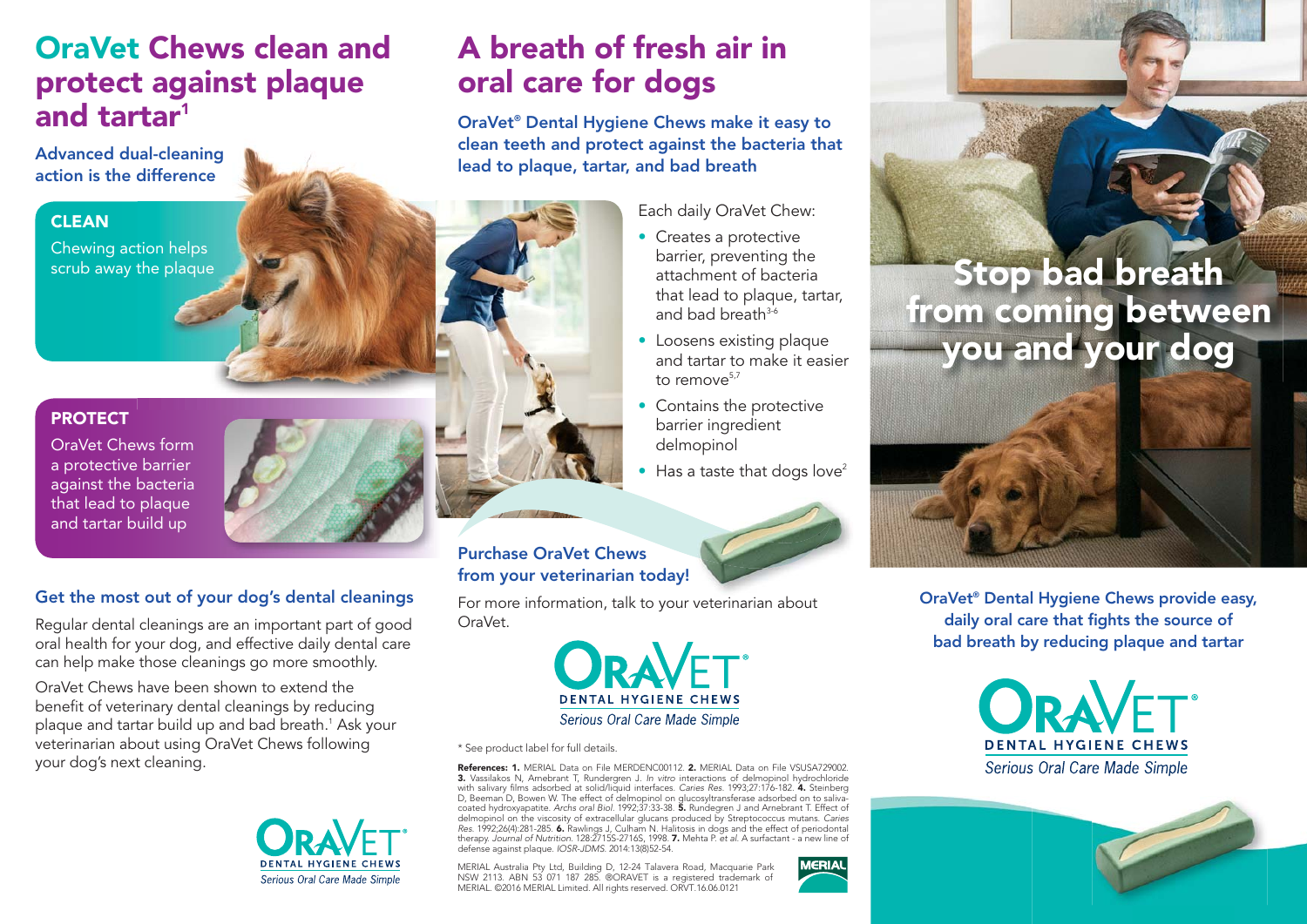# OraVet Chews clean and protect against plaque and tartar[1]

**Advanced dual-cleaning action is the difference**

### CLEAN

Chewing action helps scrub away the plaque

### PROTECT

OraVet Chews form a protective barrier against the bacteria that lead to plaque and tartar build up

## Get the most out of your dog's dental cleanings

Regular dental cleanings are an important part of good oral health for your dog, and effective daily dental care can help make those cleanings go more smoothly.

OraVet Chews have been shown to extend the benefit of veterinary dental cleanings by reducing plaque and tartar build up and bad breath.[1] Ask your veterinarian about using OraVet Chews following your dog's next cleaning.

ORAVET® DENTAL HYGIENE CHEWS *Serious Oral Care Made Simple*

# A breath of fresh air in oral care for dogs

**OraVet® Dental Hygiene Chews make it easy to clean teeth and protect against the bacteria that lead to plaque, tartar, and bad breath**

Each daily OraVet Chew:

- Creates a protective barrier, preventing the attachment of bacteria that lead to plaque, tartar, and bad breath[3-6]
- Loosens existing plaque and tartar to make it easier to remove[5,7]
- Contains the protective barrier ingredient delmopinol
- Has a taste that dogs love[2]

## Purchase OraVet Chews from your veterinarian today!

For more information, talk to your veterinarian about OraVet.

ORAVET® DENTAL HYGIENE CHEWS *Serious Oral Care Made Simple*

* See product label for full details.

**References: 1.** MERIAL Data on File MERDENC00112. **2.** MERIAL Data on File VSUSA729002. **3.** Vassilakos N, Arnebrant T, Rundergren J. *In vitro* interactions of delmopinol hydrochloride with salivary films adsorbed at solid/liquid interfaces. *Caries Res.* 1993;27:176-182. **4.** Steinberg D, Beeman D, Bowen W. The effect of delmopinol on glucosyltransferase adsorbed on to saliva-coated hydroxyapatite. *Archs oral Biol.* 1992;37:33-38. **5.** Rundegren J and Arnebrant T. Effect of delmopinol on the viscosity of extracellular glucans produced by Streptococcus mutans. *Caries Res.* 1992;26(4):281-285. **6.** Rawlings J, Culham N. Halitosis in dogs and the effect of periodontal therapy. *Journal of Nutrition.* 128:2715S-2716S, 1998. **7.** Mehta P. *et al.* A surfactant - a new line of defense against plaque. *IOSR-JDMS.* 2014:13(8)52-54.

MERIAL Australia Pty Ltd, Building D, 12-24 Talavera Road, Macquarie Park NSW 2113. ABN 53 071 187 285. ®ORAVET is a registered trademark of MERIAL. ©2016 MERIAL Limited. All rights reserved. ORVT.16.06.0121

MERIAL

# Stop bad breath from coming between you and your dog

**OraVet® Dental Hygiene Chews provide easy, daily oral care that fights the source of bad breath by reducing plaque and tartar**

ORAVET® DENTAL HYGIENE CHEWS *Serious Oral Care Made Simple*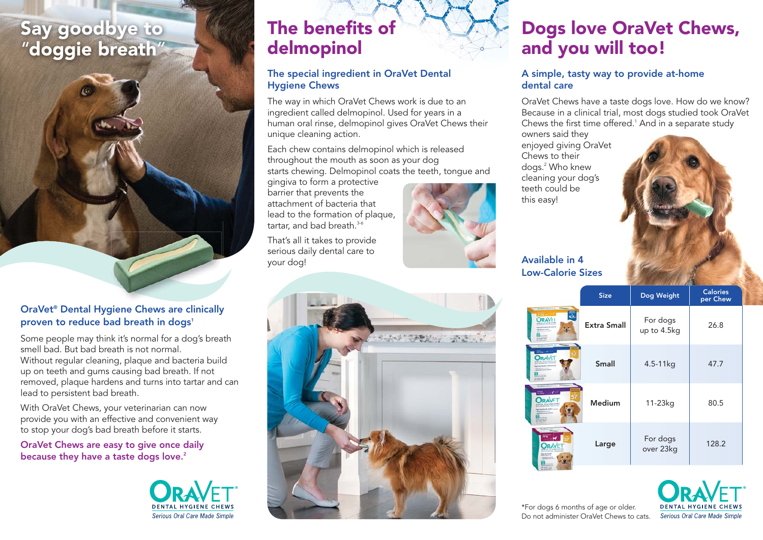# Say goodbye to "doggie breath"

### OraVet® Dental Hygiene Chews are clinically proven to reduce bad breath in dogs[1]

Some people may think it's normal for a dog's breath smell bad. But bad breath is not normal. Without regular cleaning, plaque and bacteria build up on teeth and gums causing bad breath. If not removed, plaque hardens and turns into tartar and can lead to persistent bad breath.

With OraVet Chews, your veterinarian can now provide you with an effective and convenient way to stop your dog's bad breath before it starts.

**OraVet Chews are easy to give once daily because they have a taste dogs love.[2]**

ORAVET DENTAL HYGIENE CHEWS
*Serious Oral Care Made Simple*

# The benefits of delmopinol

### The special ingredient in OraVet Dental Hygiene Chews

The way in which OraVet Chews work is due to an ingredient called delmopinol. Used for years in a human oral rinse, delmopinol gives OraVet Chews their unique cleaning action.

Each chew contains delmopinol which is released throughout the mouth as soon as your dog starts chewing. Delmopinol coats the teeth, tongue and gingiva to form a protective barrier that prevents the attachment of bacteria that lead to the formation of plaque, tartar, and bad breath.[3-6]

That's all it takes to provide serious daily dental care to your dog!

# Dogs love OraVet Chews, and you will too!

### A simple, tasty way to provide at-home dental care

OraVet Chews have a taste dogs love. How do we know? Because in a clinical trial, most dogs studied took OraVet Chews the first time offered.[1] And in a separate study owners said they enjoyed giving OraVet Chews to their dogs.[2] Who knew cleaning your dog's teeth could be this easy!

### Available in 4 Low-Calorie Sizes

| Size | Dog Weight | Calories per Chew |
|---|---|---|
| Extra Small | For dogs up to 4.5kg | 26.8 |
| Small | 4.5-11kg | 47.7 |
| Medium | 11-23kg | 80.5 |
| Large | For dogs over 23kg | 128.2 |

*For dogs 6 months of age or older.
Do not administer OraVet Chews to cats.

ORAVET DENTAL HYGIENE CHEWS
*Serious Oral Care Made Simple*